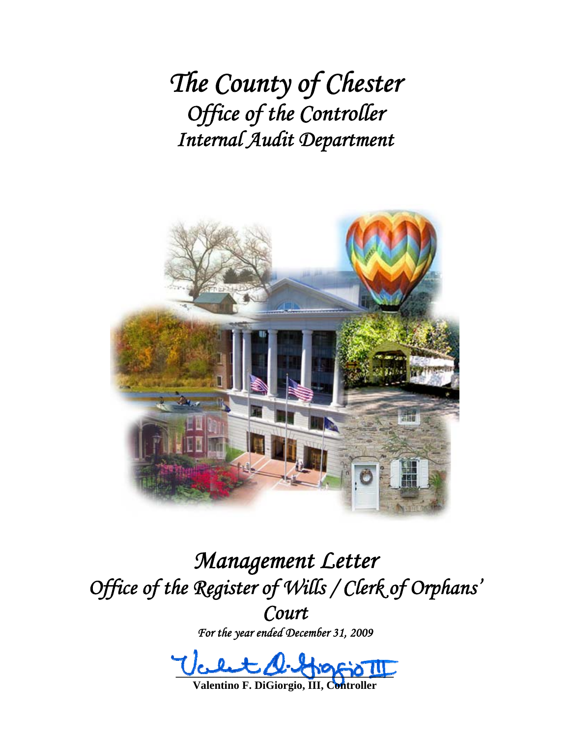# *The County of Chester*
## *Office of the Controller*
## *Internal Audit Department*

# *Management Letter*
## *Office of the Register of Wills / Clerk of Orphans' Court*

*For the year ended December 31, 2009*

**Valentino F. DiGiorgio, III, Controller**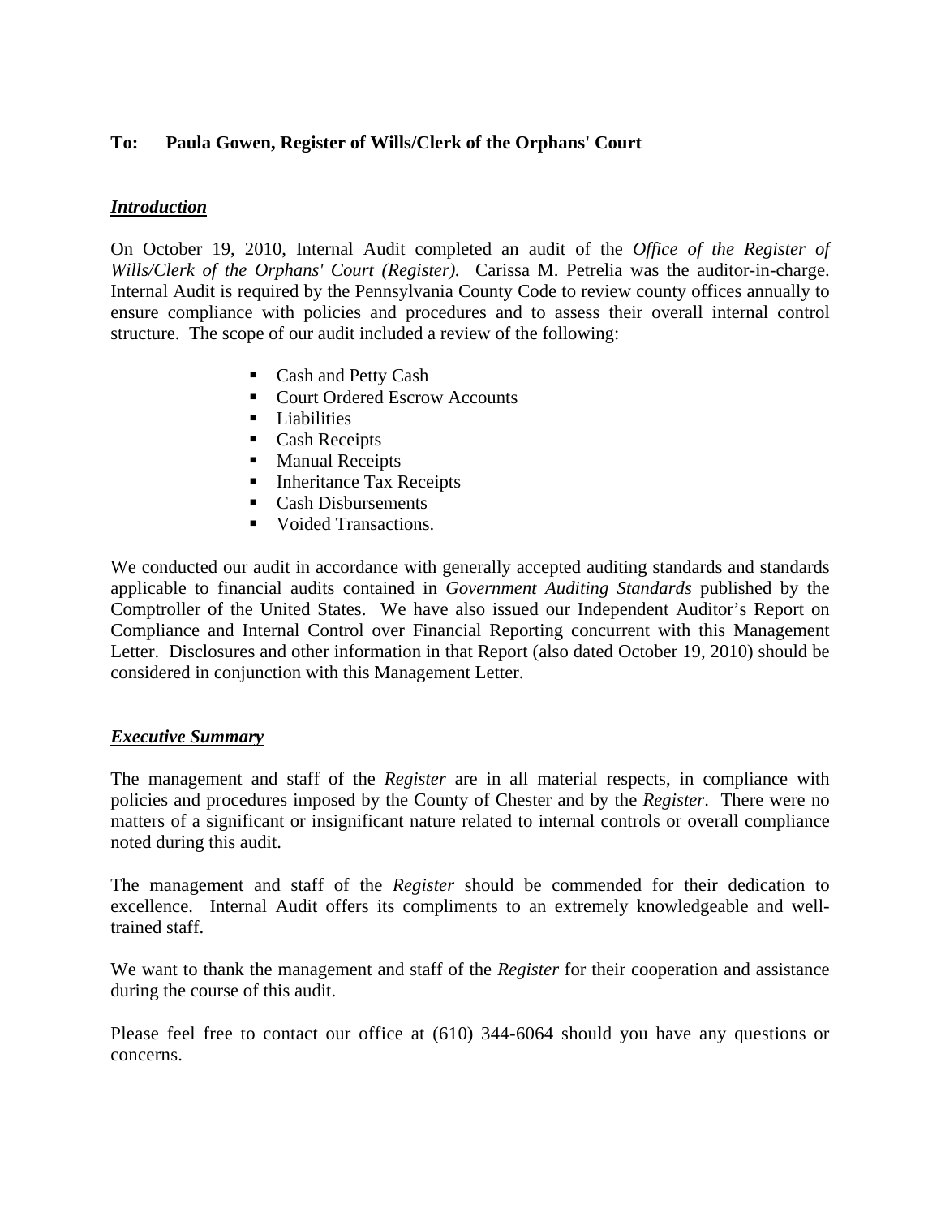**To: Paula Gowen, Register of Wills/Clerk of the Orphans' Court**

***Introduction***

On October 19, 2010, Internal Audit completed an audit of the *Office of the Register of Wills/Clerk of the Orphans' Court (Register).* Carissa M. Petrelia was the auditor-in-charge. Internal Audit is required by the Pennsylvania County Code to review county offices annually to ensure compliance with policies and procedures and to assess their overall internal control structure. The scope of our audit included a review of the following:

- Cash and Petty Cash
- Court Ordered Escrow Accounts
- Liabilities
- Cash Receipts
- Manual Receipts
- Inheritance Tax Receipts
- Cash Disbursements
- Voided Transactions.

We conducted our audit in accordance with generally accepted auditing standards and standards applicable to financial audits contained in *Government Auditing Standards* published by the Comptroller of the United States. We have also issued our Independent Auditor's Report on Compliance and Internal Control over Financial Reporting concurrent with this Management Letter. Disclosures and other information in that Report (also dated October 19, 2010) should be considered in conjunction with this Management Letter.

***Executive Summary***

The management and staff of the *Register* are in all material respects, in compliance with policies and procedures imposed by the County of Chester and by the *Register*. There were no matters of a significant or insignificant nature related to internal controls or overall compliance noted during this audit.

The management and staff of the *Register* should be commended for their dedication to excellence. Internal Audit offers its compliments to an extremely knowledgeable and well-trained staff.

We want to thank the management and staff of the *Register* for their cooperation and assistance during the course of this audit.

Please feel free to contact our office at (610) 344-6064 should you have any questions or concerns.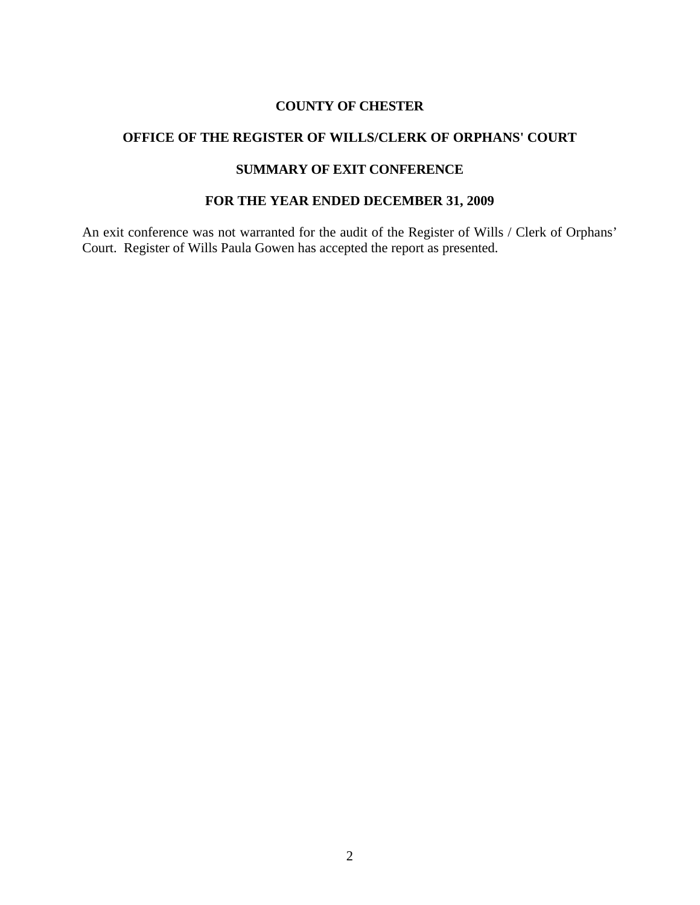**COUNTY OF CHESTER**

**OFFICE OF THE REGISTER OF WILLS/CLERK OF ORPHANS' COURT**

**SUMMARY OF EXIT CONFERENCE**

**FOR THE YEAR ENDED DECEMBER 31, 2009**

An exit conference was not warranted for the audit of the Register of Wills / Clerk of Orphans' Court. Register of Wills Paula Gowen has accepted the report as presented.